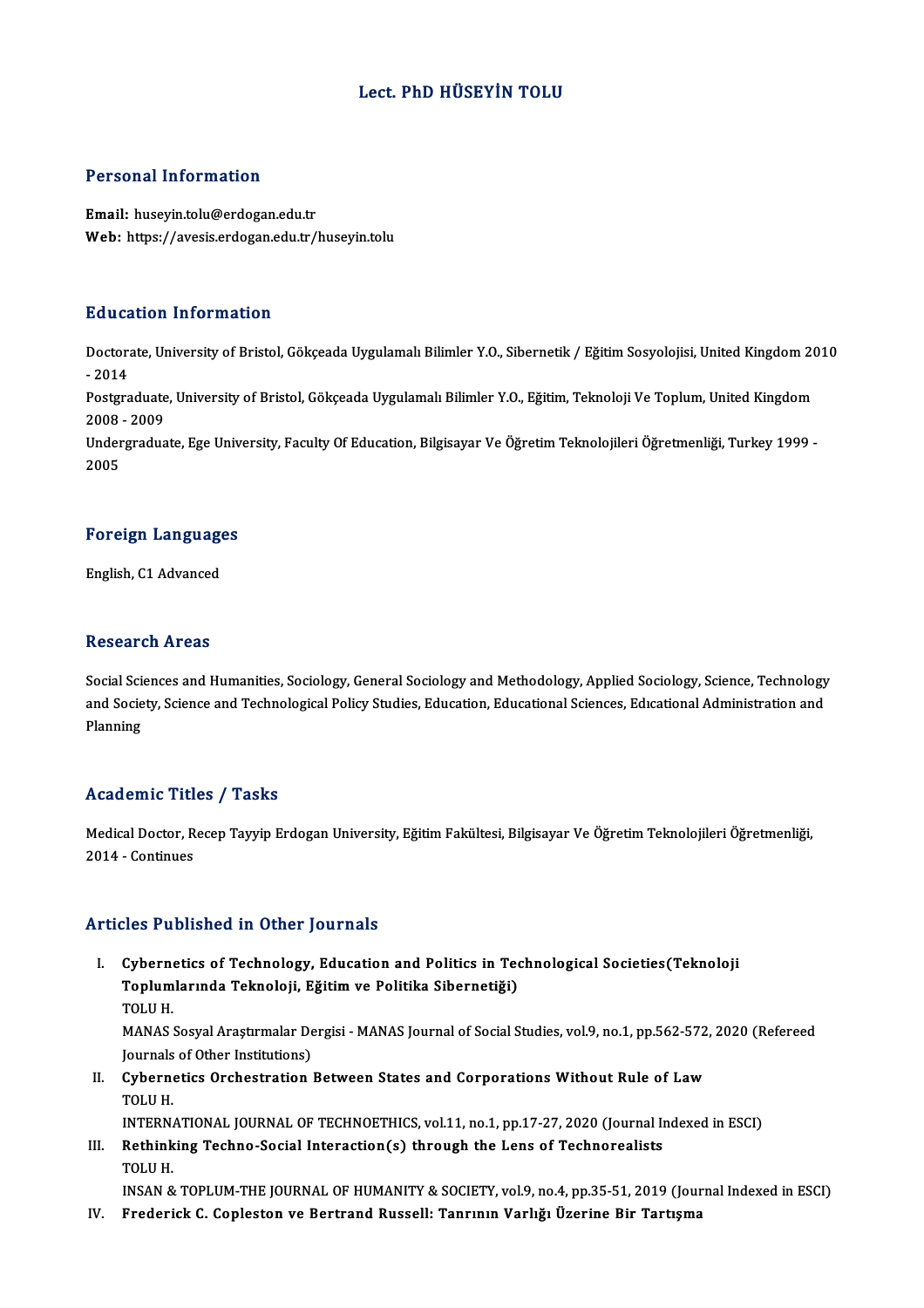# Lect. PhD HÜSEYİN TOLU

## Personal Information

**Email:** huseyin.tolu@erdogan.edu.tr
**Web:** https://avesis.erdogan.edu.tr/huseyin.tolu

## Education Information

Doctorate, University of Bristol, Gökçeada Uygulamalı Bilimler Y.O., Sibernetik / Eğitim Sosyolojisi, United Kingdom 2010 - 2014

Postgraduate, University of Bristol, Gökçeada Uygulamalı Bilimler Y.O., Eğitim, Teknoloji Ve Toplum, United Kingdom 2008 - 2009

Undergraduate, Ege University, Faculty Of Education, Bilgisayar Ve Öğretim Teknolojileri Öğretmenliği, Turkey 1999 - 2005

## Foreign Languages

English, C1 Advanced

## Research Areas

Social Sciences and Humanities, Sociology, General Sociology and Methodology, Applied Sociology, Science, Technology and Society, Science and Technological Policy Studies, Education, Educational Sciences, Edıcational Administration and Planning

## Academic Titles / Tasks

Medical Doctor, Recep Tayyip Erdogan University, Eğitim Fakültesi, Bilgisayar Ve Öğretim Teknolojileri Öğretmenliği, 2014 - Continues

## Articles Published in Other Journals

I. **Cybernetics of Technology, Education and Politics in Technological Societies(Teknoloji Toplumlarında Teknoloji, Eğitim ve Politika Sibernetiği)**
TOLU H.
MANAS Sosyal Araştırmalar Dergisi - MANAS Journal of Social Studies, vol.9, no.1, pp.562-572, 2020 (Refereed Journals of Other Institutions)

II. **Cybernetics Orchestration Between States and Corporations Without Rule of Law**
TOLU H.
INTERNATIONAL JOURNAL OF TECHNOETHICS, vol.11, no.1, pp.17-27, 2020 (Journal Indexed in ESCI)

III. **Rethinking Techno-Social Interaction(s) through the Lens of Technorealists**
TOLU H.
INSAN & TOPLUM-THE JOURNAL OF HUMANITY & SOCIETY, vol.9, no.4, pp.35-51, 2019 (Journal Indexed in ESCI)

IV. **Frederick C. Copleston ve Bertrand Russell: Tanrının Varlığı Üzerine Bir Tartışma**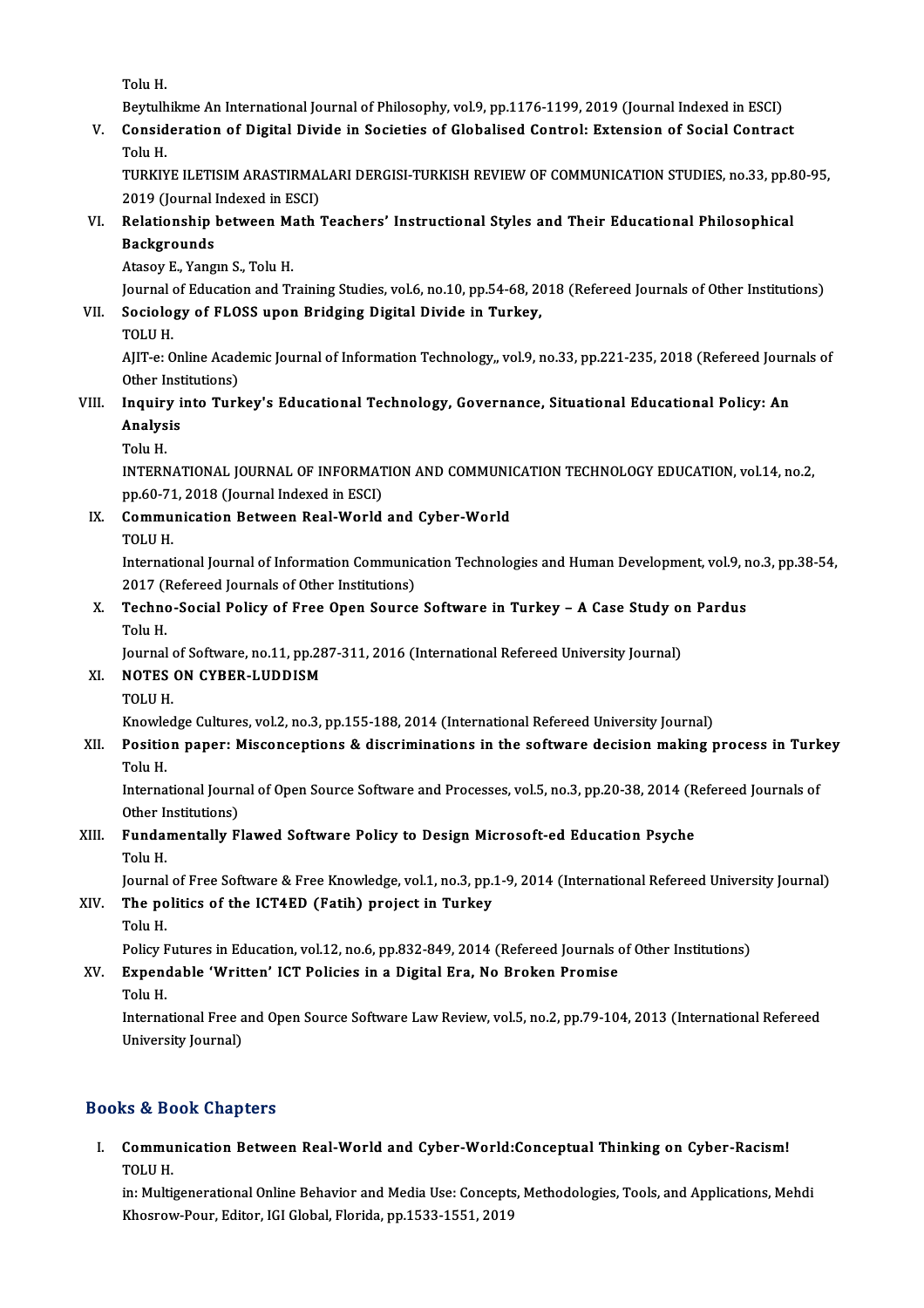Tolu H.

Beytulhikme An International Journal of Philosophy, vol.9, pp.1176-1199, 2019 (Journal Indexed in ESCI)

V. **Consideration of Digital Divide in Societies of Globalised Control: Extension of Social Contract**
Tolu H.
TURKIYE ILETISIM ARASTIRMALARI DERGISI-TURKISH REVIEW OF COMMUNICATION STUDIES, no.33, pp.80-95, 2019 (Journal Indexed in ESCI)

VI. **Relationship between Math Teachers' Instructional Styles and Their Educational Philosophical Backgrounds**
Atasoy E., Yangın S., Tolu H.
Journal of Education and Training Studies, vol.6, no.10, pp.54-68, 2018 (Refereed Journals of Other Institutions)

VII. **Sociology of FLOSS upon Bridging Digital Divide in Turkey,**
TOLU H.
AJIT-e: Online Academic Journal of Information Technology,, vol.9, no.33, pp.221-235, 2018 (Refereed Journals of Other Institutions)

VIII. **Inquiry into Turkey's Educational Technology, Governance, Situational Educational Policy: An Analysis**
Tolu H.
INTERNATIONAL JOURNAL OF INFORMATION AND COMMUNICATION TECHNOLOGY EDUCATION, vol.14, no.2, pp.60-71, 2018 (Journal Indexed in ESCI)

IX. **Communication Between Real-World and Cyber-World**
TOLU H.
International Journal of Information Communication Technologies and Human Development, vol.9, no.3, pp.38-54, 2017 (Refereed Journals of Other Institutions)

X. **Techno-Social Policy of Free Open Source Software in Turkey – A Case Study on Pardus**
Tolu H.
Journal of Software, no.11, pp.287-311, 2016 (International Refereed University Journal)

XI. **NOTES ON CYBER-LUDDISM**
TOLU H.
Knowledge Cultures, vol.2, no.3, pp.155-188, 2014 (International Refereed University Journal)

XII. **Position paper: Misconceptions & discriminations in the software decision making process in Turkey**
Tolu H.
International Journal of Open Source Software and Processes, vol.5, no.3, pp.20-38, 2014 (Refereed Journals of Other Institutions)

XIII. **Fundamentally Flawed Software Policy to Design Microsoft-ed Education Psyche**
Tolu H.
Journal of Free Software & Free Knowledge, vol.1, no.3, pp.1-9, 2014 (International Refereed University Journal)

XIV. **The politics of the ICT4ED (Fatih) project in Turkey**
Tolu H.
Policy Futures in Education, vol.12, no.6, pp.832-849, 2014 (Refereed Journals of Other Institutions)

XV. **Expendable 'Written' ICT Policies in a Digital Era, No Broken Promise**
Tolu H.
International Free and Open Source Software Law Review, vol.5, no.2, pp.79-104, 2013 (International Refereed University Journal)

## Books & Book Chapters

I. **Communication Between Real-World and Cyber-World:Conceptual Thinking on Cyber-Racism!**
TOLU H.
in: Multigenerational Online Behavior and Media Use: Concepts, Methodologies, Tools, and Applications, Mehdi Khosrow-Pour, Editor, IGI Global, Florida, pp.1533-1551, 2019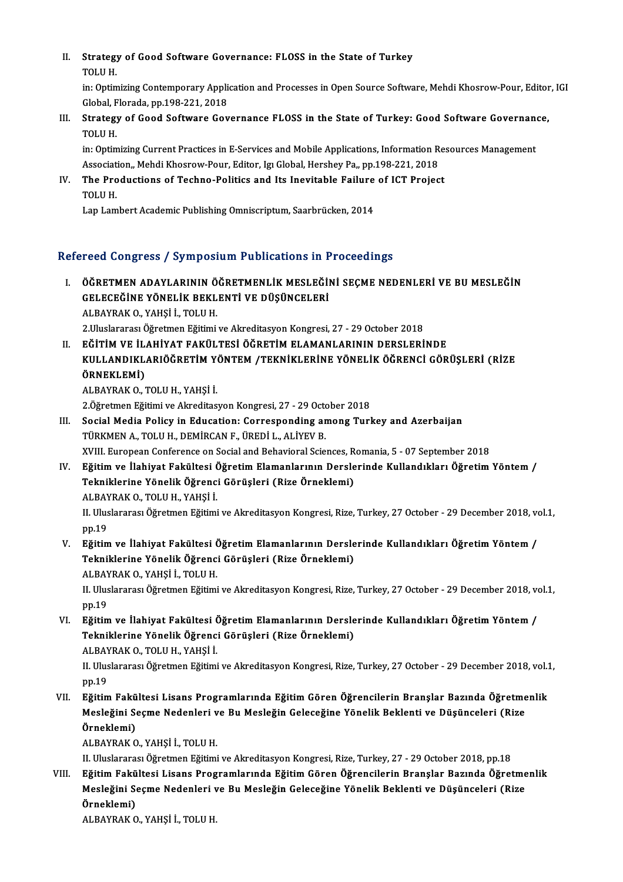II. **Strategy of Good Software Governance: FLOSS in the State of Turkey**
TOLU H.
in: Optimizing Contemporary Application and Processes in Open Source Software, Mehdi Khosrow-Pour, Editor, IGI Global, Florada, pp.198-221, 2018

III. **Strategy of Good Software Governance FLOSS in the State of Turkey: Good Software Governance,**
TOLU H.
in: Optimizing Current Practices in E-Services and Mobile Applications, Information Resources Management Association,, Mehdi Khosrow-Pour, Editor, Igı Global, Hershey Pa,, pp.198-221, 2018

IV. **The Productions of Techno-Politics and Its Inevitable Failure of ICT Project**
TOLU H.
Lap Lambert Academic Publishing Omniscriptum, Saarbrücken, 2014

## Refereed Congress / Symposium Publications in Proceedings

I. **ÖĞRETMEN ADAYLARININ ÖĞRETMENLİK MESLEĞİNİ SEÇME NEDENLERİ VE BU MESLEĞİN GELECEĞİNE YÖNELİK BEKLENTİ VE DÜŞÜNCELERİ**
ALBAYRAK O., YAHŞİ İ., TOLU H.
2.Uluslararası Öğretmen Eğitimi ve Akreditasyon Kongresi, 27 - 29 October 2018

II. **EĞİTİM VE İLAHİYAT FAKÜLTESİ ÖĞRETİM ELAMANLARININ DERSLERİNDE KULLANDIKLARIÖĞRETİM YÖNTEM /TEKNİKLERİNE YÖNELİK ÖĞRENCİ GÖRÜŞLERİ (RİZE ÖRNEKLEMİ)**
ALBAYRAK O., TOLU H., YAHŞİ İ.
2.Öğretmen Eğitimi ve Akreditasyon Kongresi, 27 - 29 October 2018

III. **Social Media Policy in Education: Corresponding among Turkey and Azerbaijan**
TÜRKMEN A., TOLU H., DEMİRCAN F., ÜREDİ L., ALİYEV B.
XVIII. European Conference on Social and Behavioral Sciences, Romania, 5 - 07 September 2018

IV. **Eğitim ve İlahiyat Fakültesi Öğretim Elamanlarının Derslerinde Kullandıkları Öğretim Yöntem / Tekniklerine Yönelik Öğrenci Görüşleri (Rize Örneklemi)**
ALBAYRAK O., TOLU H., YAHŞİ İ.
II. Uluslararası Öğretmen Eğitimi ve Akreditasyon Kongresi, Rize, Turkey, 27 October - 29 December 2018, vol.1, pp.19

V. **Eğitim ve İlahiyat Fakültesi Öğretim Elamanlarının Derslerinde Kullandıkları Öğretim Yöntem / Tekniklerine Yönelik Öğrenci Görüşleri (Rize Örneklemi)**
ALBAYRAK O., YAHŞİ İ., TOLU H.
II. Uluslararası Öğretmen Eğitimi ve Akreditasyon Kongresi, Rize, Turkey, 27 October - 29 December 2018, vol.1, pp.19

VI. **Eğitim ve İlahiyat Fakültesi Öğretim Elamanlarının Derslerinde Kullandıkları Öğretim Yöntem / Tekniklerine Yönelik Öğrenci Görüşleri (Rize Örneklemi)**
ALBAYRAK O., TOLU H., YAHŞİ İ.
II. Uluslararası Öğretmen Eğitimi ve Akreditasyon Kongresi, Rize, Turkey, 27 October - 29 December 2018, vol.1, pp.19

VII. **Eğitim Fakültesi Lisans Programlarında Eğitim Gören Öğrencilerin Branşlar Bazında Öğretmenlik Mesleğini Seçme Nedenleri ve Bu Mesleğin Geleceğine Yönelik Beklenti ve Düşünceleri (Rize Örneklemi)**
ALBAYRAK O., YAHŞİ İ., TOLU H.
II. Uluslararası Öğretmen Eğitimi ve Akreditasyon Kongresi, Rize, Turkey, 27 - 29 October 2018, pp.18

VIII. **Eğitim Fakültesi Lisans Programlarında Eğitim Gören Öğrencilerin Branşlar Bazında Öğretmenlik Mesleğini Seçme Nedenleri ve Bu Mesleğin Geleceğine Yönelik Beklenti ve Düşünceleri (Rize Örneklemi)**
ALBAYRAK O., YAHŞİ İ., TOLU H.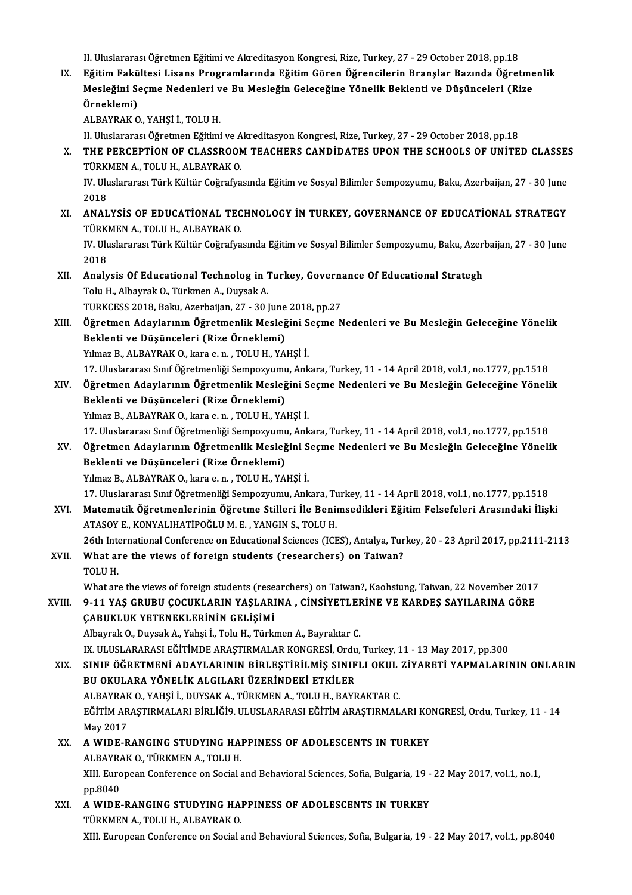II. Uluslararası Öğretmen Eğitimi ve Akreditasyon Kongresi, Rize, Turkey, 27 - 29 October 2018, pp.18

IX. **Eğitim Fakültesi Lisans Programlarında Eğitim Gören Öğrencilerin Branşlar Bazında Öğretmenlik Mesleğini Seçme Nedenleri ve Bu Mesleğin Geleceğine Yönelik Beklenti ve Düşünceleri (Rize Örneklemi)**
ALBAYRAK O., YAHŞİ İ., TOLU H.
II. Uluslararası Öğretmen Eğitimi ve Akreditasyon Kongresi, Rize, Turkey, 27 - 29 October 2018, pp.18

X. **THE PERCEPTİON OF CLASSROOM TEACHERS CANDİDATES UPON THE SCHOOLS OF UNİTED CLASSES**
TÜRKMEN A., TOLU H., ALBAYRAK O.
IV. Uluslararası Türk Kültür Coğrafyasında Eğitim ve Sosyal Bilimler Sempozyumu, Baku, Azerbaijan, 27 - 30 June 2018

XI. **ANALYSİS OF EDUCATİONAL TECHNOLOGY İN TURKEY, GOVERNANCE OF EDUCATİONAL STRATEGY**
TÜRKMEN A., TOLU H., ALBAYRAK O.
IV. Uluslararası Türk Kültür Coğrafyasında Eğitim ve Sosyal Bilimler Sempozyumu, Baku, Azerbaijan, 27 - 30 June 2018

XII. **Analysis Of Educational Technolog in Turkey, Governance Of Educational Strategh**
Tolu H., Albayrak O., Türkmen A., Duysak A.
TURKCESS 2018, Baku, Azerbaijan, 27 - 30 June 2018, pp.27

XIII. **Öğretmen Adaylarının Öğretmenlik Mesleğini Seçme Nedenleri ve Bu Mesleğin Geleceğine Yönelik Beklenti ve Düşünceleri (Rize Örneklemi)**
Yılmaz B., ALBAYRAK O., kara e. n. , TOLU H., YAHŞİ İ.
17. Uluslararası Sınıf Öğretmenliği Sempozyumu, Ankara, Turkey, 11 - 14 April 2018, vol.1, no.1777, pp.1518

XIV. **Öğretmen Adaylarının Öğretmenlik Mesleğini Seçme Nedenleri ve Bu Mesleğin Geleceğine Yönelik Beklenti ve Düşünceleri (Rize Örneklemi)**
Yılmaz B., ALBAYRAK O., kara e. n. , TOLU H., YAHŞİ İ.
17. Uluslararası Sınıf Öğretmenliği Sempozyumu, Ankara, Turkey, 11 - 14 April 2018, vol.1, no.1777, pp.1518

XV. **Öğretmen Adaylarının Öğretmenlik Mesleğini Seçme Nedenleri ve Bu Mesleğin Geleceğine Yönelik Beklenti ve Düşünceleri (Rize Örneklemi)**
Yılmaz B., ALBAYRAK O., kara e. n. , TOLU H., YAHŞİ İ.
17. Uluslararası Sınıf Öğretmenliği Sempozyumu, Ankara, Turkey, 11 - 14 April 2018, vol.1, no.1777, pp.1518

XVI. **Matematik Öğretmenlerinin Öğretme Stilleri İle Benimsedikleri Eğitim Felsefeleri Arasındaki İlişki**
ATASOY E., KONYALIHATİPOĞLU M. E. , YANGIN S., TOLU H.
26th International Conference on Educational Sciences (ICES), Antalya, Turkey, 20 - 23 April 2017, pp.2111-2113

XVII. **What are the views of foreign students (researchers) on Taiwan?**
TOLU H.
What are the views of foreign students (researchers) on Taiwan?, Kaohsiung, Taiwan, 22 November 2017

XVIII. **9-11 YAŞ GRUBU ÇOCUKLARIN YAŞLARINA , CİNSİYETLERİNE VE KARDEŞ SAYILARINA GÖRE ÇABUKLUK YETENEKLERİNİN GELİŞİMİ**
Albayrak O., Duysak A., Yahşi İ., Tolu H., Türkmen A., Bayraktar C.
IX. ULUSLARARASI EĞİTİMDE ARAŞTIRMALAR KONGRESİ, Ordu, Turkey, 11 - 13 May 2017, pp.300

XIX. **SINIF ÖĞRETMENİ ADAYLARININ BİRLEŞTİRİLMİŞ SINIFLI OKUL ZİYARETİ YAPMALARININ ONLARIN BU OKULARA YÖNELİK ALGILARI ÜZERİNDEKİ ETKİLER**
ALBAYRAK O., YAHŞİ İ., DUYSAK A., TÜRKMEN A., TOLU H., BAYRAKTAR C.
EĞİTİM ARAŞTIRMALARI BİRLİĞİ9. ULUSLARARASI EĞİTİM ARAŞTIRMALARI KONGRESİ, Ordu, Turkey, 11 - 14 May 2017

XX. **A WIDE-RANGING STUDYING HAPPINESS OF ADOLESCENTS IN TURKEY**
ALBAYRAK O., TÜRKMEN A., TOLU H.
XIII. European Conference on Social and Behavioral Sciences, Sofia, Bulgaria, 19 - 22 May 2017, vol.1, no.1, pp.8040

XXI. **A WIDE-RANGING STUDYING HAPPINESS OF ADOLESCENTS IN TURKEY**
TÜRKMEN A., TOLU H., ALBAYRAK O.
XIII. European Conference on Social and Behavioral Sciences, Sofia, Bulgaria, 19 - 22 May 2017, vol.1, pp.8040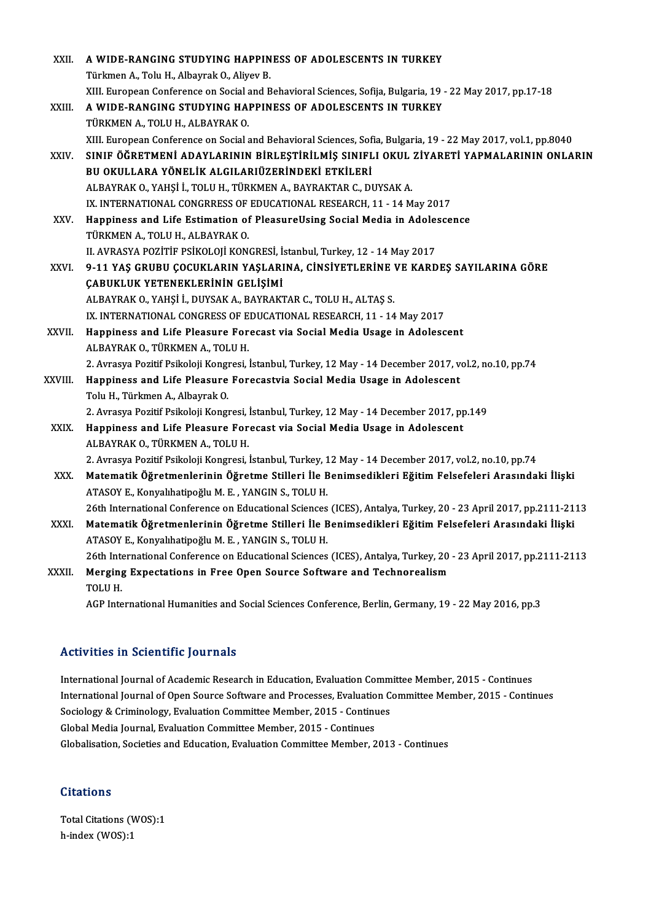XXII. **A WIDE-RANGING STUDYING HAPPINESS OF ADOLESCENTS IN TURKEY**
Türkmen A., Tolu H., Albayrak O., Aliyev B.
XIII. European Conference on Social and Behavioral Sciences, Sofija, Bulgaria, 19 - 22 May 2017, pp.17-18

XXIII. **A WIDE-RANGING STUDYING HAPPINESS OF ADOLESCENTS IN TURKEY**
TÜRKMEN A., TOLU H., ALBAYRAK O.
XIII. European Conference on Social and Behavioral Sciences, Sofia, Bulgaria, 19 - 22 May 2017, vol.1, pp.8040

XXIV. **SINIF ÖĞRETMENİ ADAYLARININ BİRLEŞTİRİLMİŞ SINIFLI OKUL ZİYARETİ YAPMALARININ ONLARIN BU OKULLARA YÖNELİK ALGILARIÜZERİNDEKİ ETKİLERİ**
ALBAYRAK O., YAHŞİ İ., TOLU H., TÜRKMEN A., BAYRAKTAR C., DUYSAK A.
IX. INTERNATIONAL CONGRRESS OF EDUCATIONAL RESEARCH, 11 - 14 May 2017

XXV. **Happiness and Life Estimation of PleasureUsing Social Media in Adolescence**
TÜRKMEN A., TOLU H., ALBAYRAK O.
II. AVRASYA POZİTİF PSİKOLOJİ KONGRESİ, İstanbul, Turkey, 12 - 14 May 2017

XXVI. **9-11 YAŞ GRUBU ÇOCUKLARIN YAŞLARINA, CİNSİYETLERİNE VE KARDEŞ SAYILARINA GÖRE ÇABUKLUK YETENEKLERİNİN GELİŞİMİ**
ALBAYRAK O., YAHŞİ İ., DUYSAK A., BAYRAKTAR C., TOLU H., ALTAŞ S.
IX. INTERNATIONAL CONGRESS OF EDUCATIONAL RESEARCH, 11 - 14 May 2017

XXVII. **Happiness and Life Pleasure Forecast via Social Media Usage in Adolescent**
ALBAYRAK O., TÜRKMEN A., TOLU H.
2. Avrasya Pozitif Psikoloji Kongresi, İstanbul, Turkey, 12 May - 14 December 2017, vol.2, no.10, pp.74

XXVIII. **Happiness and Life Pleasure Forecastvia Social Media Usage in Adolescent**
Tolu H., Türkmen A., Albayrak O.
2. Avrasya Pozitif Psikoloji Kongresi, İstanbul, Turkey, 12 May - 14 December 2017, pp.149

XXIX. **Happiness and Life Pleasure Forecast via Social Media Usage in Adolescent**
ALBAYRAK O., TÜRKMEN A., TOLU H.
2. Avrasya Pozitif Psikoloji Kongresi, İstanbul, Turkey, 12 May - 14 December 2017, vol.2, no.10, pp.74

XXX. **Matematik Öğretmenlerinin Öğretme Stilleri İle Benimsedikleri Eğitim Felsefeleri Arasındaki İlişki**
ATASOY E., Konyalıhatipoğlu M. E. , YANGIN S., TOLU H.
26th International Conference on Educational Sciences (ICES), Antalya, Turkey, 20 - 23 April 2017, pp.2111-2113

XXXI. **Matematik Öğretmenlerinin Öğretme Stilleri İle Benimsedikleri Eğitim Felsefeleri Arasındaki İlişki**
ATASOY E., Konyalıhatipoğlu M. E. , YANGIN S., TOLU H.
26th International Conference on Educational Sciences (ICES), Antalya, Turkey, 20 - 23 April 2017, pp.2111-2113

XXXII. **Merging Expectations in Free Open Source Software and Technorealism**
TOLU H.
AGP International Humanities and Social Sciences Conference, Berlin, Germany, 19 - 22 May 2016, pp.3

## Activities in Scientific Journals

International Journal of Academic Research in Education, Evaluation Committee Member, 2015 - Continues
International Journal of Open Source Software and Processes, Evaluation Committee Member, 2015 - Continues
Sociology & Criminology, Evaluation Committee Member, 2015 - Continues
Global Media Journal, Evaluation Committee Member, 2015 - Continues
Globalisation, Societies and Education, Evaluation Committee Member, 2013 - Continues

## Citations

Total Citations (WOS):1
h-index (WOS):1